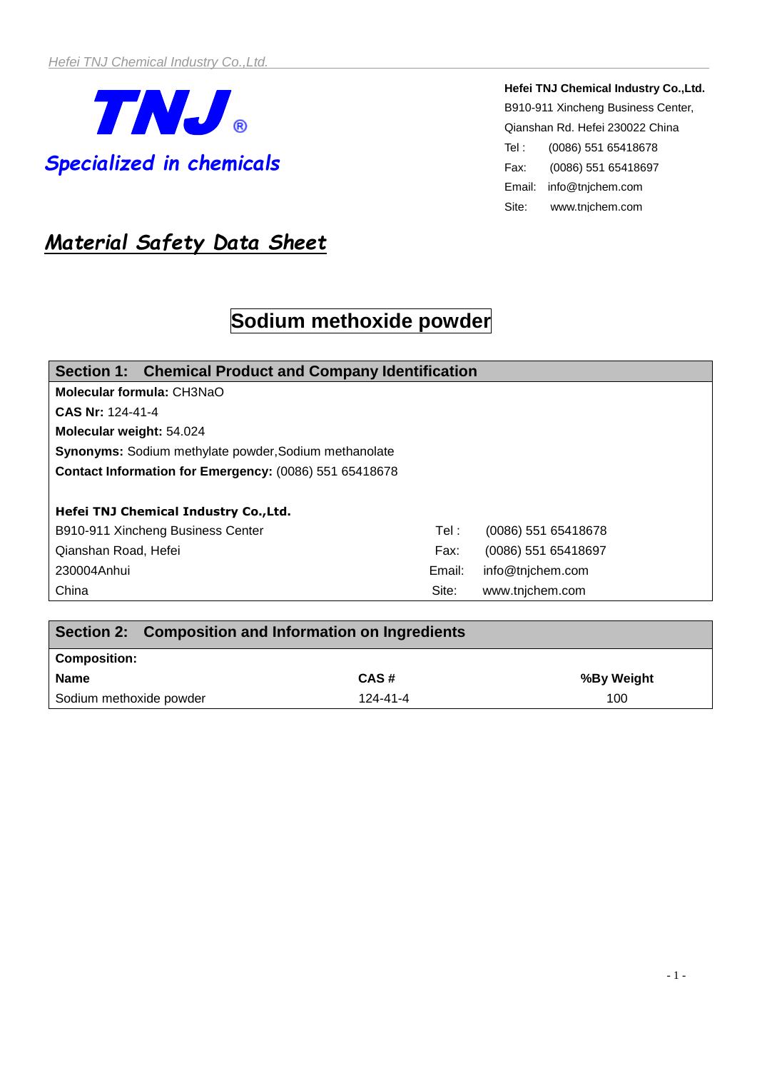**TNJ®**

*Specialized in chemicals*

**Hefei TNJ Chemical Industry Co.,Ltd.**
B910-911 Xincheng Business Center,
Qianshan Rd. Hefei 230022 China
Tel : (0086) 551 65418678
Fax: (0086) 551 65418697
Email: info@tnjchem.com
Site: www.tnjchem.com

# *Material Safety Data Sheet*

# Sodium methoxide powder

## Section 1: Chemical Product and Company Identification

**Molecular formula:** CH3NaO

**CAS Nr:** 124-41-4

**Molecular weight:** 54.024

**Synonyms:** Sodium methylate powder,Sodium methanolate

**Contact Information for Emergency:** (0086) 551 65418678

**Hefei TNJ Chemical Industry Co.,Ltd.**

| | | |
|---|---|---|
| B910-911 Xincheng Business Center | Tel : | (0086) 551 65418678 |
| Qianshan Road, Hefei | Fax: | (0086) 551 65418697 |
| 230004Anhui | Email: | info@tnjchem.com |
| China | Site: | www.tnjchem.com |

## Section 2: Composition and Information on Ingredients

**Composition:**

| Name | CAS # | %By Weight |
|---|---|---|
| Sodium methoxide powder | 124-41-4 | 100 |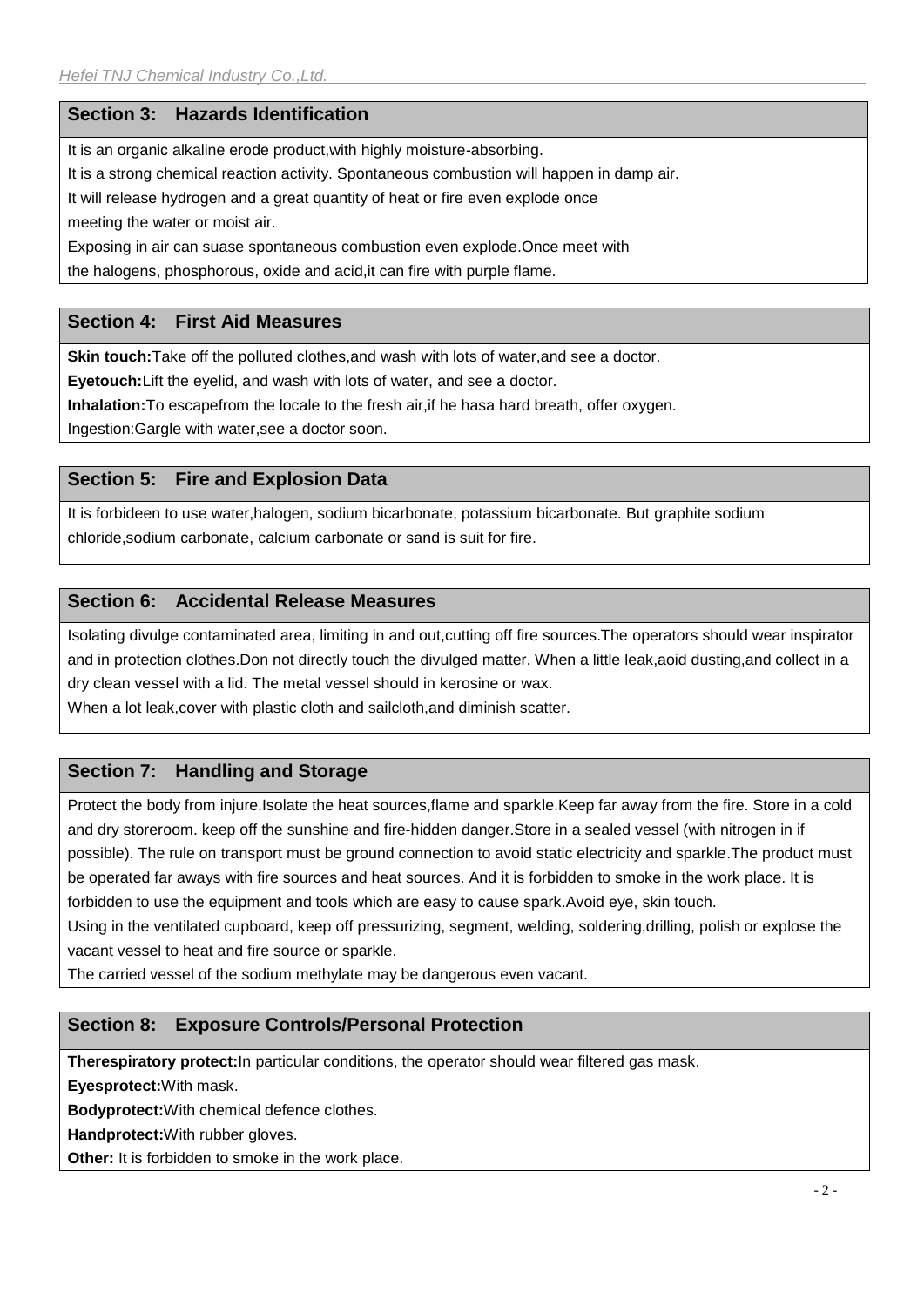## Section 3: Hazards Identification

It is an organic alkaline erode product,with highly moisture-absorbing.

It is a strong chemical reaction activity. Spontaneous combustion will happen in damp air.

It will release hydrogen and a great quantity of heat or fire even explode once meeting the water or moist air.

Exposing in air can suase spontaneous combustion even explode.Once meet with the halogens, phosphorous, oxide and acid,it can fire with purple flame.

## Section 4: First Aid Measures

**Skin touch:**Take off the polluted clothes,and wash with lots of water,and see a doctor.

**Eyetouch:**Lift the eyelid, and wash with lots of water, and see a doctor.

**Inhalation:**To escapefrom the locale to the fresh air,if he hasa hard breath, offer oxygen.

Ingestion:Gargle with water,see a doctor soon.

## Section 5: Fire and Explosion Data

It is forbideen to use water,halogen, sodium bicarbonate, potassium bicarbonate. But graphite sodium chloride,sodium carbonate, calcium carbonate or sand is suit for fire.

## Section 6: Accidental Release Measures

Isolating divulge contaminated area, limiting in and out,cutting off fire sources.The operators should wear inspirator and in protection clothes.Don not directly touch the divulged matter. When a little leak,aoid dusting,and collect in a dry clean vessel with a lid. The metal vessel should in kerosine or wax.

When a lot leak,cover with plastic cloth and sailcloth,and diminish scatter.

## Section 7: Handling and Storage

Protect the body from injure.Isolate the heat sources,flame and sparkle.Keep far away from the fire. Store in a cold and dry storeroom. keep off the sunshine and fire-hidden danger.Store in a sealed vessel (with nitrogen in if possible). The rule on transport must be ground connection to avoid static electricity and sparkle.The product must be operated far aways with fire sources and heat sources. And it is forbidden to smoke in the work place. It is forbidden to use the equipment and tools which are easy to cause spark.Avoid eye, skin touch.

Using in the ventilated cupboard, keep off pressurizing, segment, welding, soldering,drilling, polish or explose the vacant vessel to heat and fire source or sparkle.

The carried vessel of the sodium methylate may be dangerous even vacant.

## Section 8: Exposure Controls/Personal Protection

**Therespiratory protect:**In particular conditions, the operator should wear filtered gas mask.

**Eyesprotect:**With mask.

**Bodyprotect:**With chemical defence clothes.

**Handprotect:**With rubber gloves.

**Other:** It is forbidden to smoke in the work place.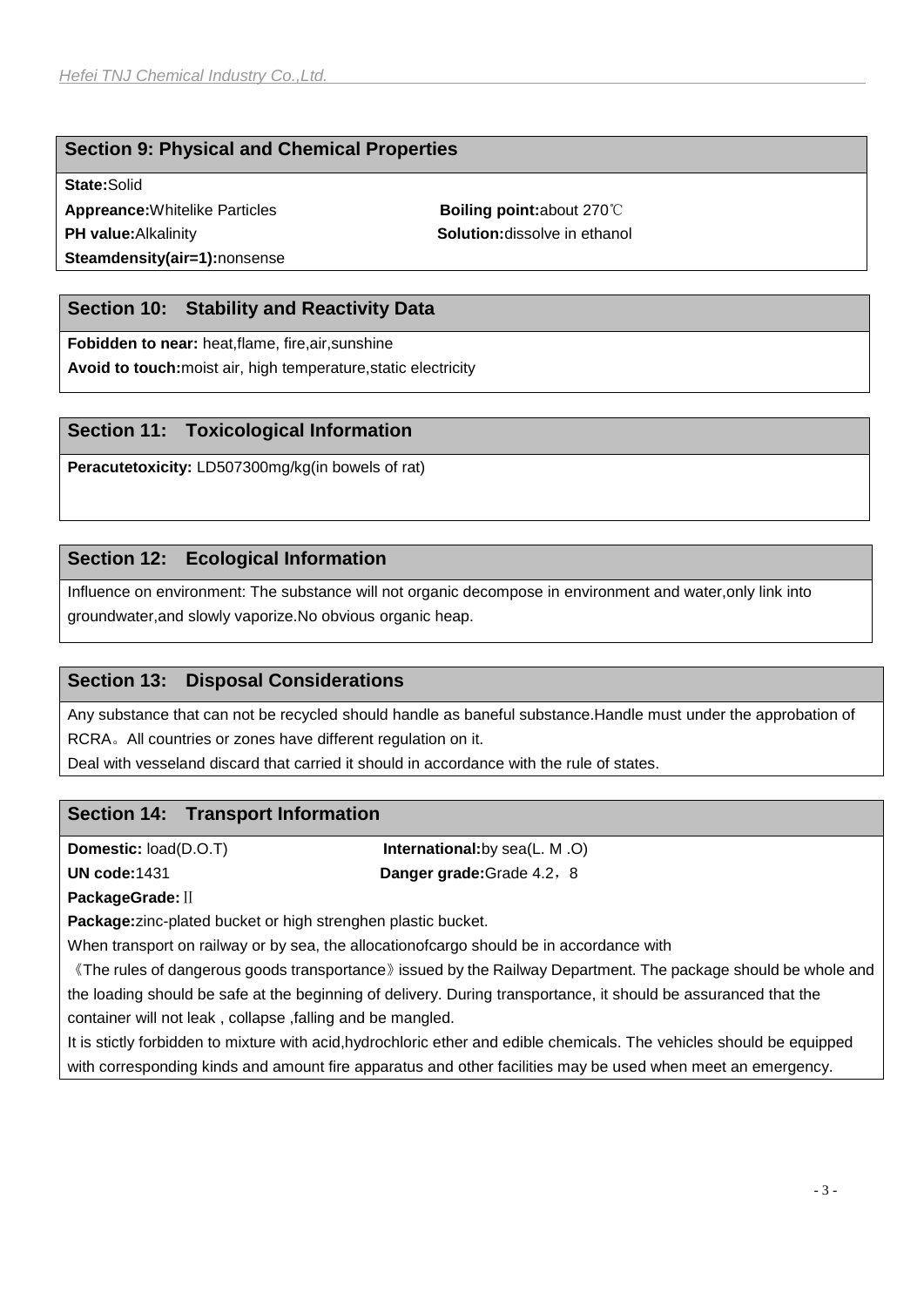## Section 9: Physical and Chemical Properties

**State:**Solid

**Appreance:**Whitelike Particles

**Boiling point:**about 270℃

**PH value:**Alkalinity

**Solution:**dissolve in ethanol

**Steamdensity(air=1):**nonsense

## Section 10: Stability and Reactivity Data

**Fobidden to near:** heat,flame, fire,air,sunshine

**Avoid to touch:**moist air, high temperature,static electricity

## Section 11: Toxicological Information

**Peracutetoxicity:** LD507300mg/kg(in bowels of rat)

## Section 12: Ecological Information

Influence on environment: The substance will not organic decompose in environment and water,only link into groundwater,and slowly vaporize.No obvious organic heap.

## Section 13: Disposal Considerations

Any substance that can not be recycled should handle as baneful substance.Handle must under the approbation of RCRA。All countries or zones have different regulation on it.

Deal with vesseland discard that carried it should in accordance with the rule of states.

## Section 14: Transport Information

**Domestic:** load(D.O.T)

**International:**by sea(L. M .O)

**UN code:**1431

**Danger grade:**Grade 4.2，8

**PackageGrade:** Ⅱ

**Package:**zinc-plated bucket or high strenghen plastic bucket.

When transport on railway or by sea, the allocationofcargo should be in accordance with 《The rules of dangerous goods transportance》issued by the Railway Department. The package should be whole and the loading should be safe at the beginning of delivery. During transportance, it should be assuranced that the container will not leak , collapse ,falling and be mangled.

It is stictly forbidden to mixture with acid,hydrochloric ether and edible chemicals. The vehicles should be equipped with corresponding kinds and amount fire apparatus and other facilities may be used when meet an emergency.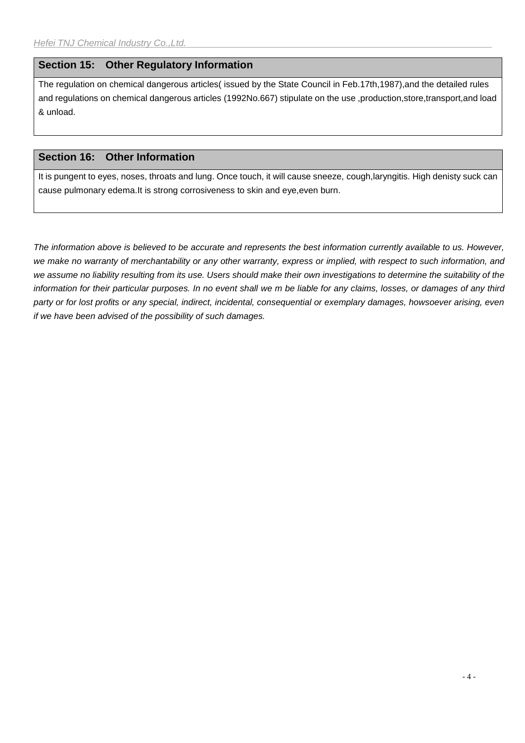## Section 15: Other Regulatory Information

The regulation on chemical dangerous articles( issued by the State Council in Feb.17th,1987),and the detailed rules and regulations on chemical dangerous articles (1992No.667) stipulate on the use ,production,store,transport,and load & unload.

## Section 16: Other Information

It is pungent to eyes, noses, throats and lung. Once touch, it will cause sneeze, cough,laryngitis. High denisty suck can cause pulmonary edema.It is strong corrosiveness to skin and eye,even burn.

*The information above is believed to be accurate and represents the best information currently available to us. However, we make no warranty of merchantability or any other warranty, express or implied, with respect to such information, and we assume no liability resulting from its use. Users should make their own investigations to determine the suitability of the information for their particular purposes. In no event shall we m be liable for any claims, losses, or damages of any third party or for lost profits or any special, indirect, incidental, consequential or exemplary damages, howsoever arising, even if we have been advised of the possibility of such damages.*